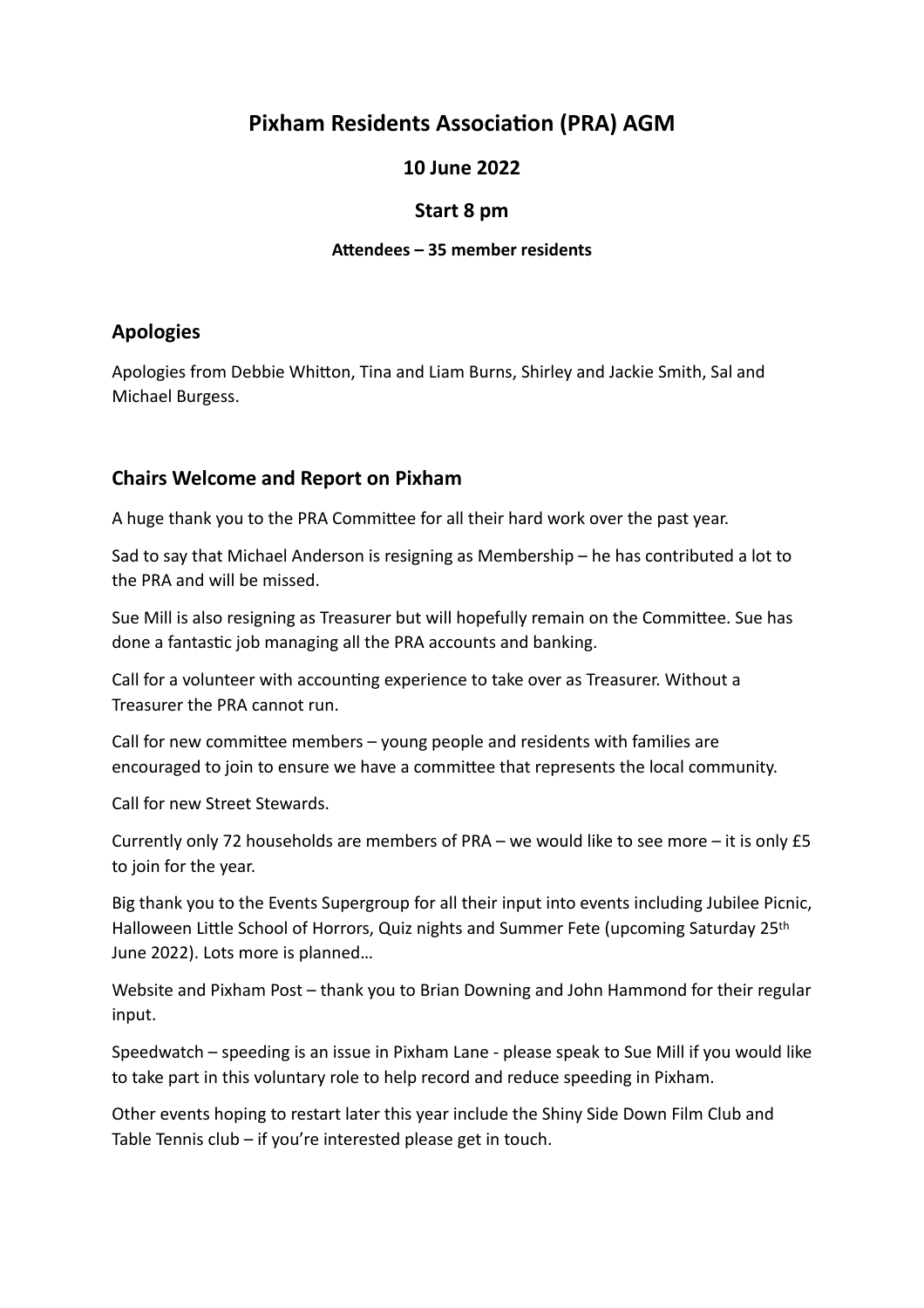# Pixham Residents Association (PRA) AGM

## 10 June 2022

## Start 8 pm

#### Attendees – 35 member residents

## Apologies

Apologies from Debbie Whitton, Tina and Liam Burns, Shirley and Jackie Smith, Sal and Michael Burgess.

## Chairs Welcome and Report on Pixham

A huge thank you to the PRA Committee for all their hard work over the past year.

Sad to say that Michael Anderson is resigning as Membership – he has contributed a lot to the PRA and will be missed.

Sue Mill is also resigning as Treasurer but will hopefully remain on the Committee. Sue has done a fantastic job managing all the PRA accounts and banking.

Call for a volunteer with accounting experience to take over as Treasurer. Without a Treasurer the PRA cannot run.

Call for new committee members – young people and residents with families are encouraged to join to ensure we have a committee that represents the local community.

Call for new Street Stewards.

Currently only 72 households are members of PRA – we would like to see more – it is only £5 to join for the year.

Big thank you to the Events Supergroup for all their input into events including Jubilee Picnic, Halloween Little School of Horrors, Quiz nights and Summer Fete (upcoming Saturday 25th June 2022). Lots more is planned…

Website and Pixham Post – thank you to Brian Downing and John Hammond for their regular input.

Speedwatch – speeding is an issue in Pixham Lane - please speak to Sue Mill if you would like to take part in this voluntary role to help record and reduce speeding in Pixham.

Other events hoping to restart later this year include the Shiny Side Down Film Club and Table Tennis club – if you're interested please get in touch.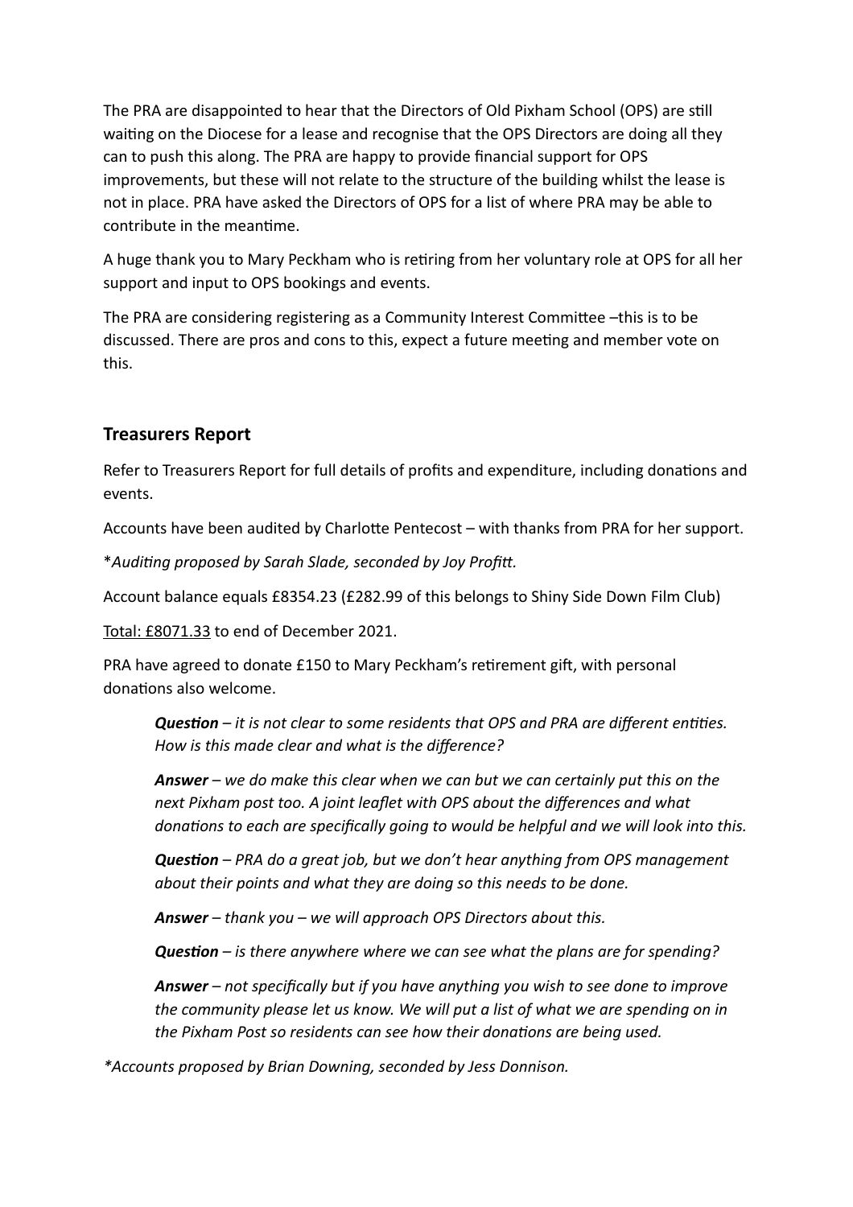The PRA are disappointed to hear that the Directors of Old Pixham School (OPS) are still waiting on the Diocese for a lease and recognise that the OPS Directors are doing all they can to push this along. The PRA are happy to provide financial support for OPS improvements, but these will not relate to the structure of the building whilst the lease is not in place. PRA have asked the Directors of OPS for a list of where PRA may be able to contribute in the meantime.

A huge thank you to Mary Peckham who is retiring from her voluntary role at OPS for all her support and input to OPS bookings and events.

The PRA are considering registering as a Community Interest Committee –this is to be discussed. There are pros and cons to this, expect a future meeting and member vote on this.

## Treasurers Report

Refer to Treasurers Report for full details of profits and expenditure, including donations and events.

Accounts have been audited by Charlotte Pentecost – with thanks from PRA for her support.

**Auditing proposed by Sarah Slade, seconded by Joy Profitt.*

Account balance equals £8354.23 (£282.99 of this belongs to Shiny Side Down Film Club)

<u>Total: £8071.33</u> to end of December 2021.

PRA have agreed to donate £150 to Mary Peckham's retirement gift, with personal donations also welcome.

> ***Question** – it is not clear to some residents that OPS and PRA are different entities. How is this made clear and what is the difference?*
>
> ***Answer** – we do make this clear when we can but we can certainly put this on the next Pixham post too. A joint leaflet with OPS about the differences and what donations to each are specifically going to would be helpful and we will look into this.*
>
> ***Question** – PRA do a great job, but we don't hear anything from OPS management about their points and what they are doing so this needs to be done.*
>
> ***Answer** – thank you – we will approach OPS Directors about this.*
>
> ***Question** – is there anywhere where we can see what the plans are for spending?*
>
> ***Answer** – not specifically but if you have anything you wish to see done to improve the community please let us know. We will put a list of what we are spending on in the Pixham Post so residents can see how their donations are being used.*

**Accounts proposed by Brian Downing, seconded by Jess Donnison.*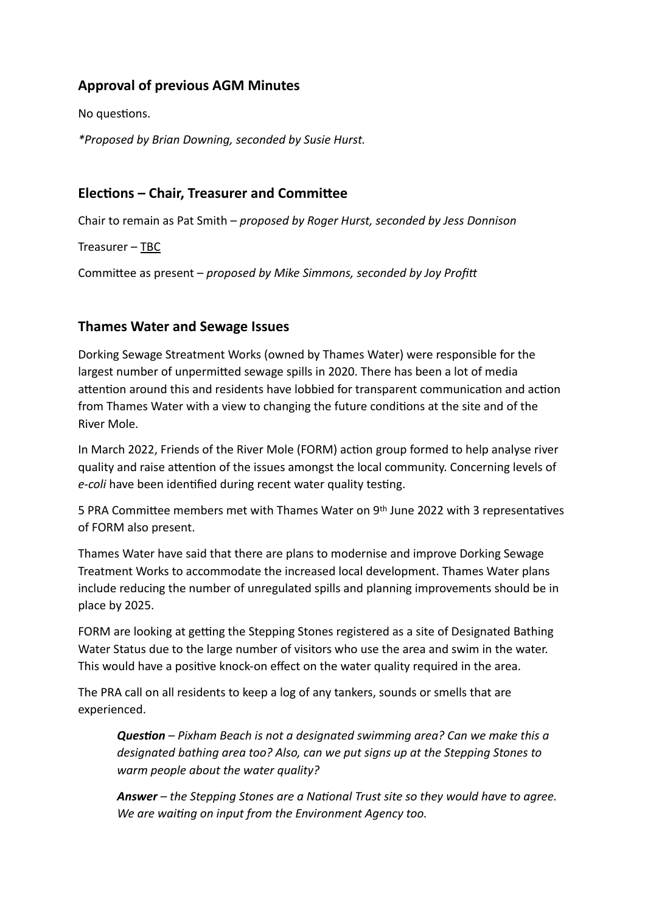## Approval of previous AGM Minutes

No questions.

*\*Proposed by Brian Downing, seconded by Susie Hurst.*

## Elections – Chair, Treasurer and Committee

Chair to remain as Pat Smith – *proposed by Roger Hurst, seconded by Jess Donnison*

Treasurer – <u>TBC</u>

Committee as present – *proposed by Mike Simmons, seconded by Joy Profitt*

## Thames Water and Sewage Issues

Dorking Sewage Streatment Works (owned by Thames Water) were responsible for the largest number of unpermitted sewage spills in 2020. There has been a lot of media attention around this and residents have lobbied for transparent communication and action from Thames Water with a view to changing the future conditions at the site and of the River Mole.

In March 2022, Friends of the River Mole (FORM) action group formed to help analyse river quality and raise attention of the issues amongst the local community. Concerning levels of *e-coli* have been identified during recent water quality testing.

5 PRA Committee members met with Thames Water on 9th June 2022 with 3 representatives of FORM also present.

Thames Water have said that there are plans to modernise and improve Dorking Sewage Treatment Works to accommodate the increased local development. Thames Water plans include reducing the number of unregulated spills and planning improvements should be in place by 2025.

FORM are looking at getting the Stepping Stones registered as a site of Designated Bathing Water Status due to the large number of visitors who use the area and swim in the water. This would have a positive knock-on effect on the water quality required in the area.

The PRA call on all residents to keep a log of any tankers, sounds or smells that are experienced.

> ***Question*** *– Pixham Beach is not a designated swimming area? Can we make this a designated bathing area too? Also, can we put signs up at the Stepping Stones to warm people about the water quality?*
>
> ***Answer*** *– the Stepping Stones are a National Trust site so they would have to agree. We are waiting on input from the Environment Agency too.*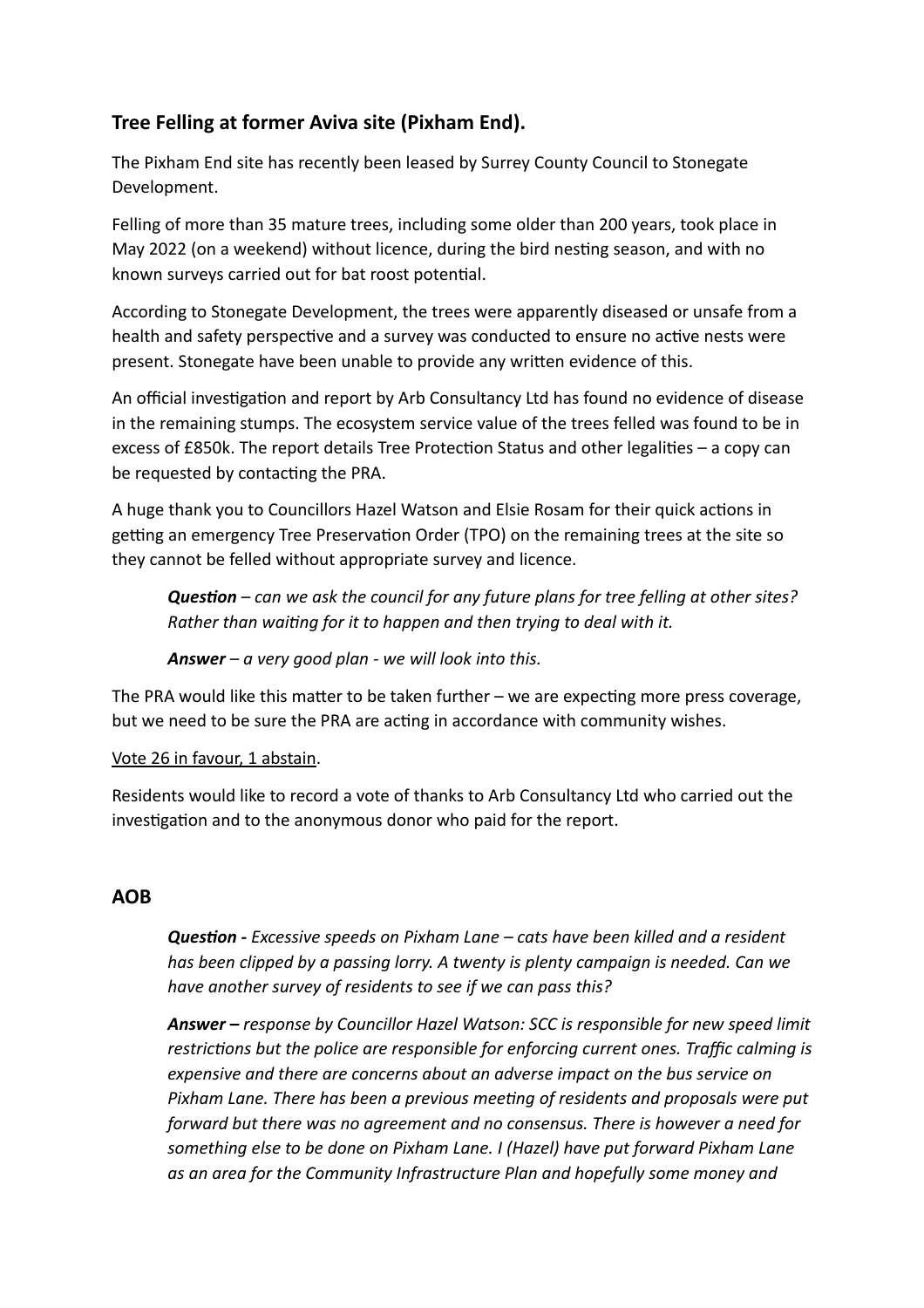## Tree Felling at former Aviva site (Pixham End).

The Pixham End site has recently been leased by Surrey County Council to Stonegate Development.

Felling of more than 35 mature trees, including some older than 200 years, took place in May 2022 (on a weekend) without licence, during the bird nesting season, and with no known surveys carried out for bat roost potential.

According to Stonegate Development, the trees were apparently diseased or unsafe from a health and safety perspective and a survey was conducted to ensure no active nests were present. Stonegate have been unable to provide any written evidence of this.

An official investigation and report by Arb Consultancy Ltd has found no evidence of disease in the remaining stumps. The ecosystem service value of the trees felled was found to be in excess of £850k. The report details Tree Protection Status and other legalities – a copy can be requested by contacting the PRA.

A huge thank you to Councillors Hazel Watson and Elsie Rosam for their quick actions in getting an emergency Tree Preservation Order (TPO) on the remaining trees at the site so they cannot be felled without appropriate survey and licence.

> ***Question*** *– can we ask the council for any future plans for tree felling at other sites? Rather than waiting for it to happen and then trying to deal with it.*
>
> ***Answer*** *– a very good plan - we will look into this.*

The PRA would like this matter to be taken further – we are expecting more press coverage, but we need to be sure the PRA are acting in accordance with community wishes.

Vote 26 in favour, 1 abstain.

Residents would like to record a vote of thanks to Arb Consultancy Ltd who carried out the investigation and to the anonymous donor who paid for the report.

## AOB

> ***Question -*** *Excessive speeds on Pixham Lane – cats have been killed and a resident has been clipped by a passing lorry. A twenty is plenty campaign is needed. Can we have another survey of residents to see if we can pass this?*
>
> ***Answer –*** *response by Councillor Hazel Watson: SCC is responsible for new speed limit restrictions but the police are responsible for enforcing current ones. Traffic calming is expensive and there are concerns about an adverse impact on the bus service on Pixham Lane. There has been a previous meeting of residents and proposals were put forward but there was no agreement and no consensus. There is however a need for something else to be done on Pixham Lane. I (Hazel) have put forward Pixham Lane as an area for the Community Infrastructure Plan and hopefully some money and*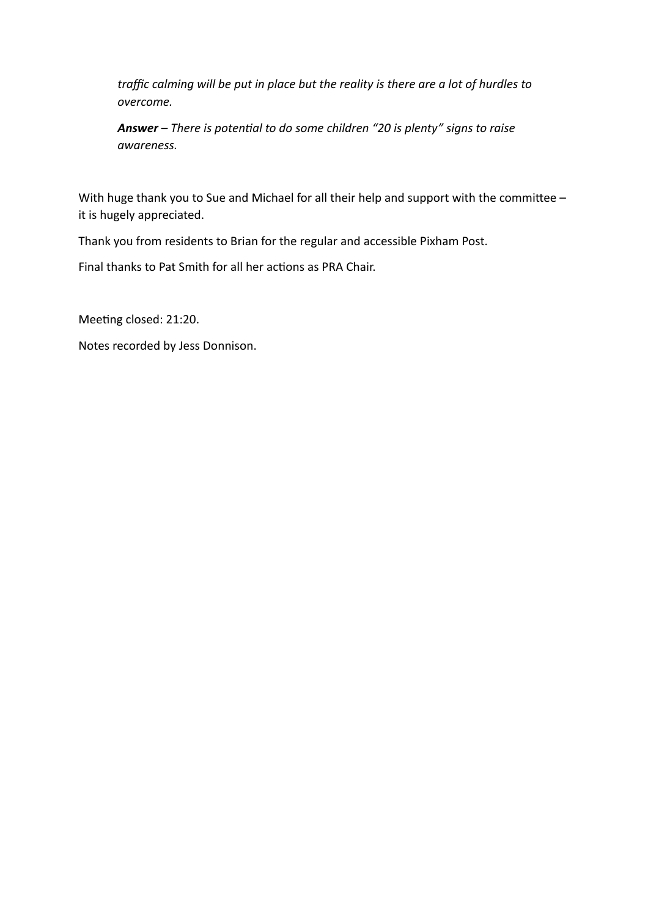*traffic calming will be put in place but the reality is there are a lot of hurdles to overcome.*

***Answer –*** *There is potential to do some children "20 is plenty" signs to raise awareness.*

With huge thank you to Sue and Michael for all their help and support with the committee – it is hugely appreciated.

Thank you from residents to Brian for the regular and accessible Pixham Post.

Final thanks to Pat Smith for all her actions as PRA Chair.

Meeting closed: 21:20.

Notes recorded by Jess Donnison.